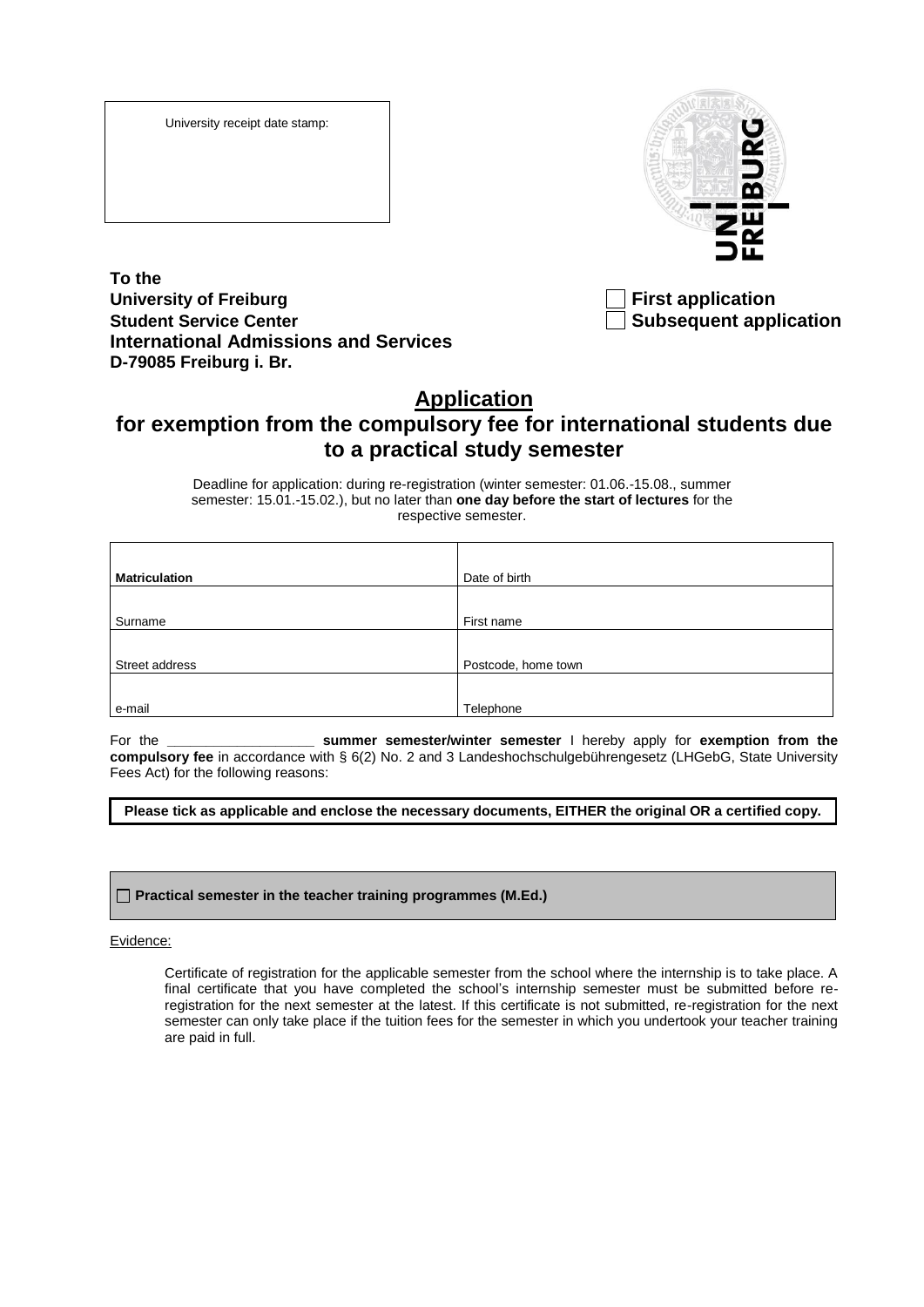University receipt date stamp:

**To the**
**University of Freiburg**
**Student Service Center**
**International Admissions and Services**
**D-79085 Freiburg i. Br.**

☐ **First application**
☐ **Subsequent application**

## Application

## for exemption from the compulsory fee for international students due to a practical study semester

Deadline for application: during re-registration (winter semester: 01.06.-15.08., summer semester: 15.01.-15.02.), but no later than **one day before the start of lectures** for the respective semester.

| | |
|---|---|
| **Matriculation** | Date of birth |
| Surname | First name |
| Street address | Postcode, home town |
| e-mail | Telephone |

For the ___________________ **summer semester/winter semester** I hereby apply for **exemption from the compulsory fee** in accordance with § 6(2) No. 2 and 3 Landeshochschulgebührengesetz (LHGebG, State University Fees Act) for the following reasons:

**Please tick as applicable and enclose the necessary documents, EITHER the original OR a certified copy.**

☐ **Practical semester in the teacher training programmes (M.Ed.)**

Evidence:

Certificate of registration for the applicable semester from the school where the internship is to take place. A final certificate that you have completed the school's internship semester must be submitted before re-registration for the next semester at the latest. If this certificate is not submitted, re-registration for the next semester can only take place if the tuition fees for the semester in which you undertook your teacher training are paid in full.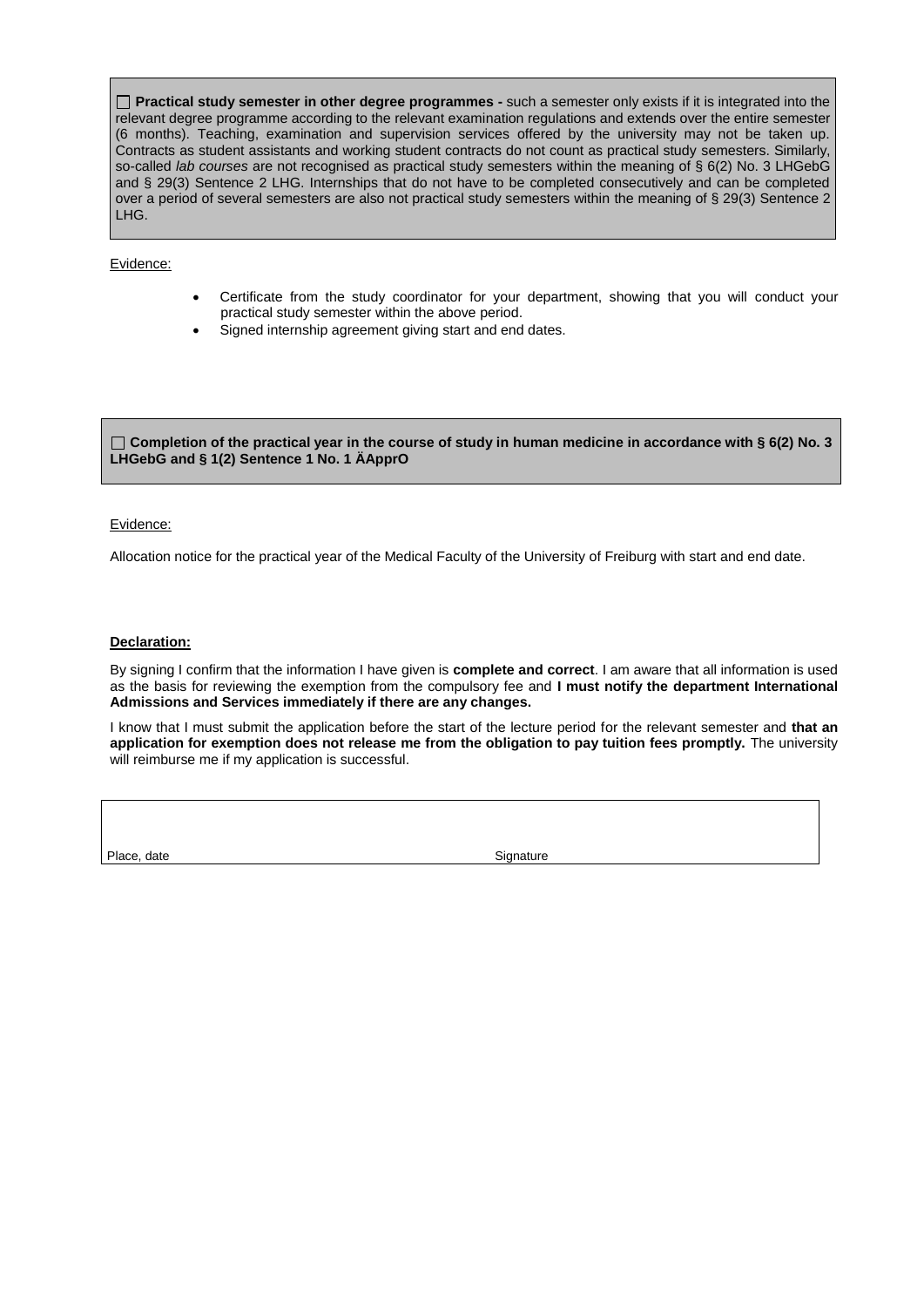☐ **Practical study semester in other degree programmes -** such a semester only exists if it is integrated into the relevant degree programme according to the relevant examination regulations and extends over the entire semester (6 months). Teaching, examination and supervision services offered by the university may not be taken up. Contracts as student assistants and working student contracts do not count as practical study semesters. Similarly, so-called *lab courses* are not recognised as practical study semesters within the meaning of § 6(2) No. 3 LHGebG and § 29(3) Sentence 2 LHG. Internships that do not have to be completed consecutively and can be completed over a period of several semesters are also not practical study semesters within the meaning of § 29(3) Sentence 2 LHG.

Evidence:

- Certificate from the study coordinator for your department, showing that you will conduct your practical study semester within the above period.
- Signed internship agreement giving start and end dates.

☐ **Completion of the practical year in the course of study in human medicine in accordance with § 6(2) No. 3 LHGebG and § 1(2) Sentence 1 No. 1 ÄApprO**

Evidence:

Allocation notice for the practical year of the Medical Faculty of the University of Freiburg with start and end date.

**Declaration:**

By signing I confirm that the information I have given is **complete and correct**. I am aware that all information is used as the basis for reviewing the exemption from the compulsory fee and **I must notify the department International Admissions and Services immediately if there are any changes.**

I know that I must submit the application before the start of the lecture period for the relevant semester and **that an application for exemption does not release me from the obligation to pay tuition fees promptly.** The university will reimburse me if my application is successful.

Place, date                                        Signature